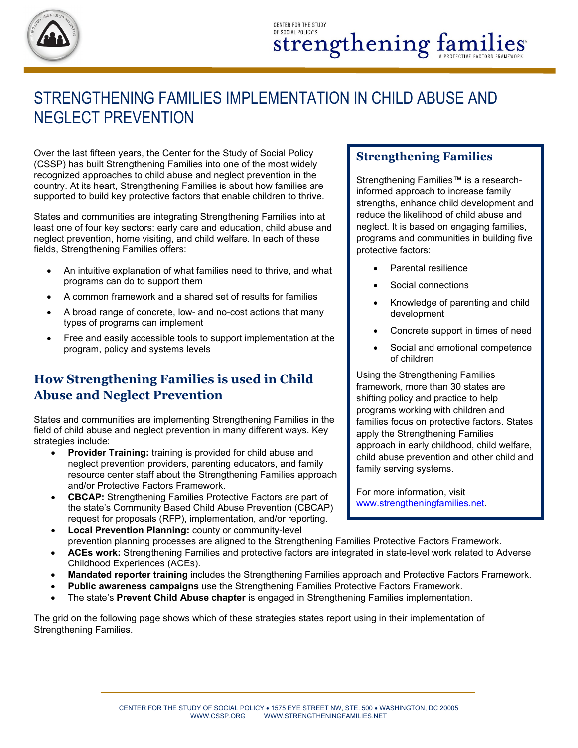# STRENGTHENING FAMILIES IMPLEMENTATION IN CHILD ABUSE AND NEGLECT PREVENTION

Over the last fifteen years, the Center for the Study of Social Policy (CSSP) has built Strengthening Families into one of the most widely recognized approaches to child abuse and neglect prevention in the country. At its heart, Strengthening Families is about how families are supported to build key protective factors that enable children to thrive.

States and communities are integrating Strengthening Families into at least one of four key sectors: early care and education, child abuse and neglect prevention, home visiting, and child welfare. In each of these fields, Strengthening Families offers:

- An intuitive explanation of what families need to thrive, and what programs can do to support them
- A common framework and a shared set of results for families
- A broad range of concrete, low- and no-cost actions that many types of programs can implement
- Free and easily accessible tools to support implementation at the program, policy and systems levels

## How Strengthening Families is used in Child Abuse and Neglect Prevention

States and communities are implementing Strengthening Families in the field of child abuse and neglect prevention in many different ways. Key strategies include:

- **Provider Training:** training is provided for child abuse and neglect prevention providers, parenting educators, and family resource center staff about the Strengthening Families approach and/or Protective Factors Framework.
- **CBCAP:** Strengthening Families Protective Factors are part of the state's Community Based Child Abuse Prevention (CBCAP) request for proposals (RFP), implementation, and/or reporting.
- **Local Prevention Planning:** county or community-level prevention planning processes are aligned to the Strengthening Families Protective Factors Framework.
- **ACEs work:** Strengthening Families and protective factors are integrated in state-level work related to Adverse Childhood Experiences (ACEs).
- **Mandated reporter training** includes the Strengthening Families approach and Protective Factors Framework.
- **Public awareness campaigns** use the Strengthening Families Protective Factors Framework.
- The state's **Prevent Child Abuse chapter** is engaged in Strengthening Families implementation.

The grid on the following page shows which of these strategies states report using in their implementation of Strengthening Families.

### Strengthening Families

Strengthening Families™ is a research-informed approach to increase family strengths, enhance child development and reduce the likelihood of child abuse and neglect. It is based on engaging families, programs and communities in building five protective factors:

- Parental resilience
- Social connections
- Knowledge of parenting and child development
- Concrete support in times of need
- Social and emotional competence of children

Using the Strengthening Families framework, more than 30 states are shifting policy and practice to help programs working with children and families focus on protective factors. States apply the Strengthening Families approach in early childhood, child welfare, child abuse prevention and other child and family serving systems.

For more information, visit www.strengtheningfamilies.net.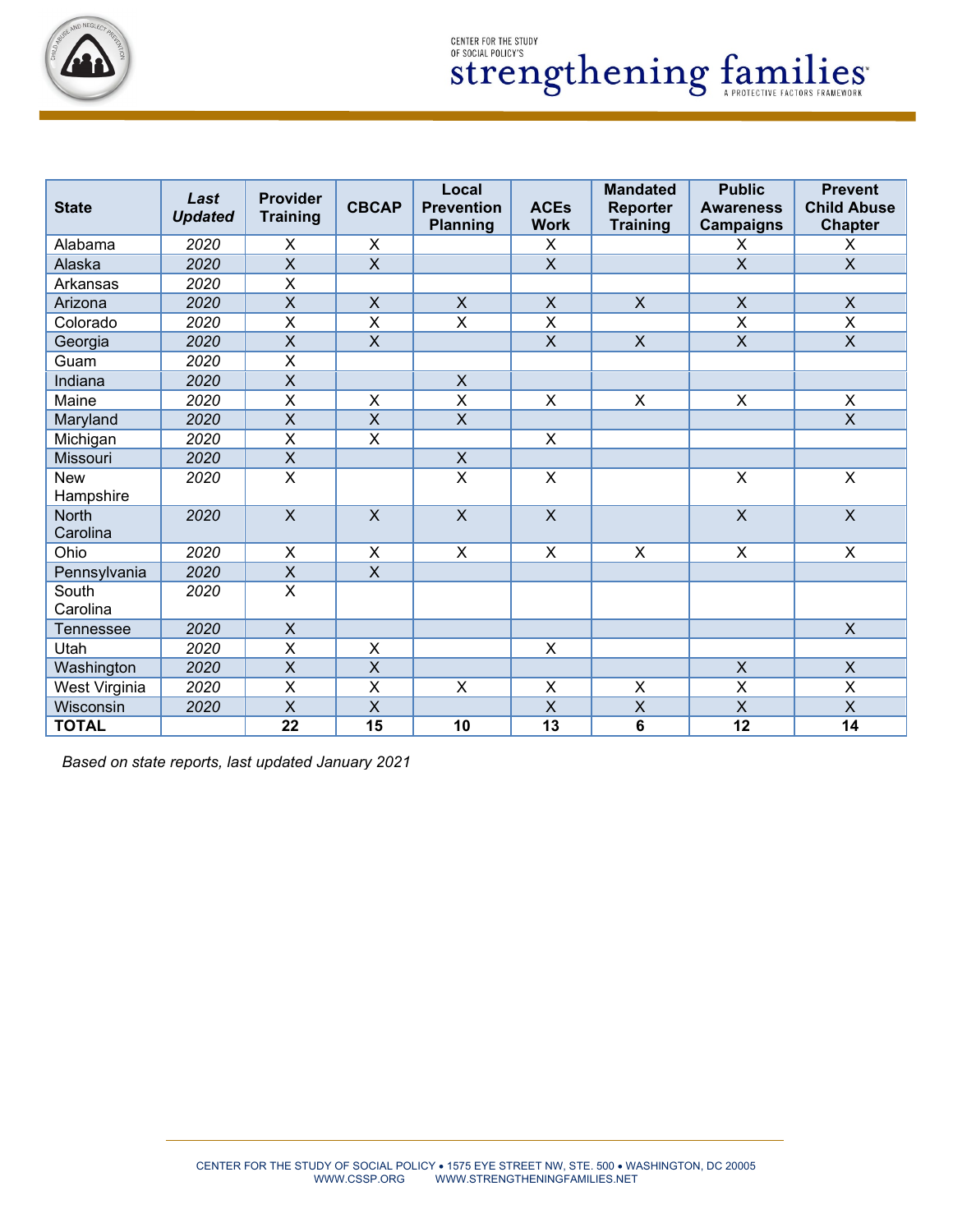| State | *Last Updated* | Provider Training | CBCAP | Local Prevention Planning | ACEs Work | Mandated Reporter Training | Public Awareness Campaigns | Prevent Child Abuse Chapter |
|---|---|---|---|---|---|---|---|---|
| Alabama | *2020* | X | X | | X | | X | X |
| Alaska | *2020* | X | X | | X | | X | X |
| Arkansas | *2020* | X | | | | | | |
| Arizona | *2020* | X | X | X | X | X | X | X |
| Colorado | *2020* | X | X | X | X | | X | X |
| Georgia | *2020* | X | X | | X | X | X | X |
| Guam | *2020* | X | | | | | | |
| Indiana | *2020* | X | | X | | | | |
| Maine | *2020* | X | X | X | X | X | X | X |
| Maryland | *2020* | X | X | X | | | | X |
| Michigan | *2020* | X | X | | X | | | |
| Missouri | *2020* | X | | X | | | | |
| New Hampshire | *2020* | X | | X | X | | X | X |
| North Carolina | *2020* | X | X | X | X | | X | X |
| Ohio | *2020* | X | X | X | X | X | X | X |
| Pennsylvania | *2020* | X | X | | | | | |
| South Carolina | *2020* | X | | | | | | |
| Tennessee | *2020* | X | | | | | | X |
| Utah | *2020* | X | X | | X | | | |
| Washington | *2020* | X | X | | | | X | X |
| West Virginia | *2020* | X | X | X | X | X | X | X |
| Wisconsin | *2020* | X | X | | X | X | X | X |
| **TOTAL** | | **22** | **15** | **10** | **13** | **6** | **12** | **14** |

*Based on state reports, last updated January 2021*